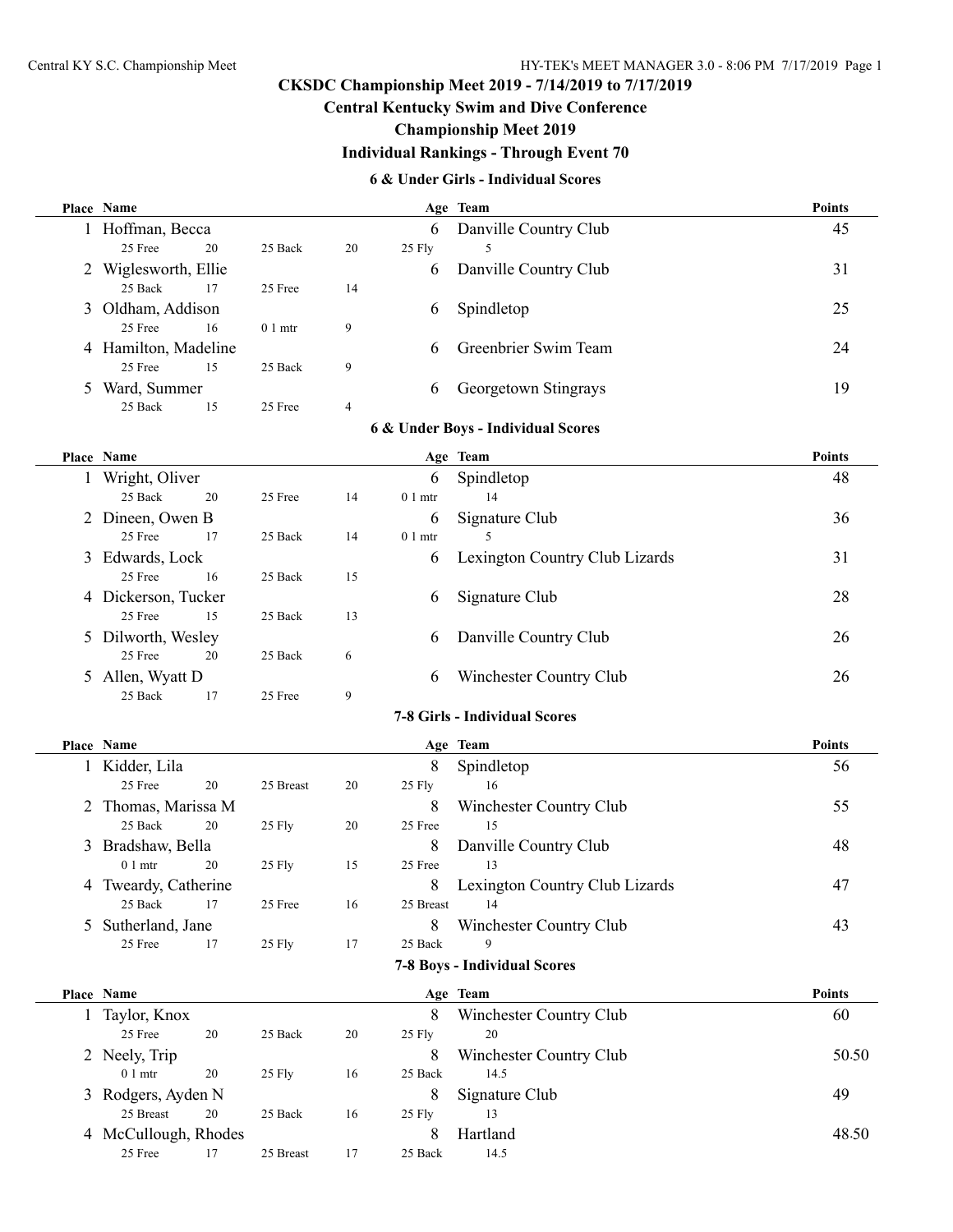# CKSDC Championship Meet 2019 - 7/14/2019 to 7/17/2019

## Central Kentucky Swim and Dive Conference

## Championship Meet 2019

## Individual Rankings - Through Event 70

### 6 & Under Girls - Individual Scores

| Place | Name | Age | Team | Points |
|---|---|---|---|---|
| 1 | Hoffman, Becca | 6 | Danville Country Club | 45 |
| | 25 Free 20, 25 Back 20, 25 Fly 5 | | | |
| 2 | Wiglesworth, Ellie | 6 | Danville Country Club | 31 |
| | 25 Back 17, 25 Free 14 | | | |
| 3 | Oldham, Addison | 6 | Spindletop | 25 |
| | 25 Free 16, 0 1 mtr 9 | | | |
| 4 | Hamilton, Madeline | 6 | Greenbrier Swim Team | 24 |
| | 25 Free 15, 25 Back 9 | | | |
| 5 | Ward, Summer | 6 | Georgetown Stingrays | 19 |
| | 25 Back 15, 25 Free 4 | | | |

### 6 & Under Boys - Individual Scores

| Place | Name | Age | Team | Points |
|---|---|---|---|---|
| 1 | Wright, Oliver | 6 | Spindletop | 48 |
| | 25 Back 20, 25 Free 14, 0 1 mtr 14 | | | |
| 2 | Dineen, Owen B | 6 | Signature Club | 36 |
| | 25 Free 17, 25 Back 14, 0 1 mtr 5 | | | |
| 3 | Edwards, Lock | 6 | Lexington Country Club Lizards | 31 |
| | 25 Free 16, 25 Back 15 | | | |
| 4 | Dickerson, Tucker | 6 | Signature Club | 28 |
| | 25 Free 15, 25 Back 13 | | | |
| 5 | Dilworth, Wesley | 6 | Danville Country Club | 26 |
| | 25 Free 20, 25 Back 6 | | | |
| 5 | Allen, Wyatt D | 6 | Winchester Country Club | 26 |
| | 25 Back 17, 25 Free 9 | | | |

### 7-8 Girls - Individual Scores

| Place | Name | Age | Team | Points |
|---|---|---|---|---|
| 1 | Kidder, Lila | 8 | Spindletop | 56 |
| | 25 Free 20, 25 Breast 20, 25 Fly 16 | | | |
| 2 | Thomas, Marissa M | 8 | Winchester Country Club | 55 |
| | 25 Back 20, 25 Fly 20, 25 Free 15 | | | |
| 3 | Bradshaw, Bella | 8 | Danville Country Club | 48 |
| | 0 1 mtr 20, 25 Fly 15, 25 Free 13 | | | |
| 4 | Tweardy, Catherine | 8 | Lexington Country Club Lizards | 47 |
| | 25 Back 17, 25 Free 16, 25 Breast 14 | | | |
| 5 | Sutherland, Jane | 8 | Winchester Country Club | 43 |
| | 25 Free 17, 25 Fly 17, 25 Back 9 | | | |

### 7-8 Boys - Individual Scores

| Place | Name | Age | Team | Points |
|---|---|---|---|---|
| 1 | Taylor, Knox | 8 | Winchester Country Club | 60 |
| | 25 Free 20, 25 Back 20, 25 Fly 20 | | | |
| 2 | Neely, Trip | 8 | Winchester Country Club | 50.50 |
| | 0 1 mtr 20, 25 Fly 16, 25 Back 14.5 | | | |
| 3 | Rodgers, Ayden N | 8 | Signature Club | 49 |
| | 25 Breast 20, 25 Back 16, 25 Fly 13 | | | |
| 4 | McCullough, Rhodes | 8 | Hartland | 48.50 |
| | 25 Free 17, 25 Breast 17, 25 Back 14.5 | | | |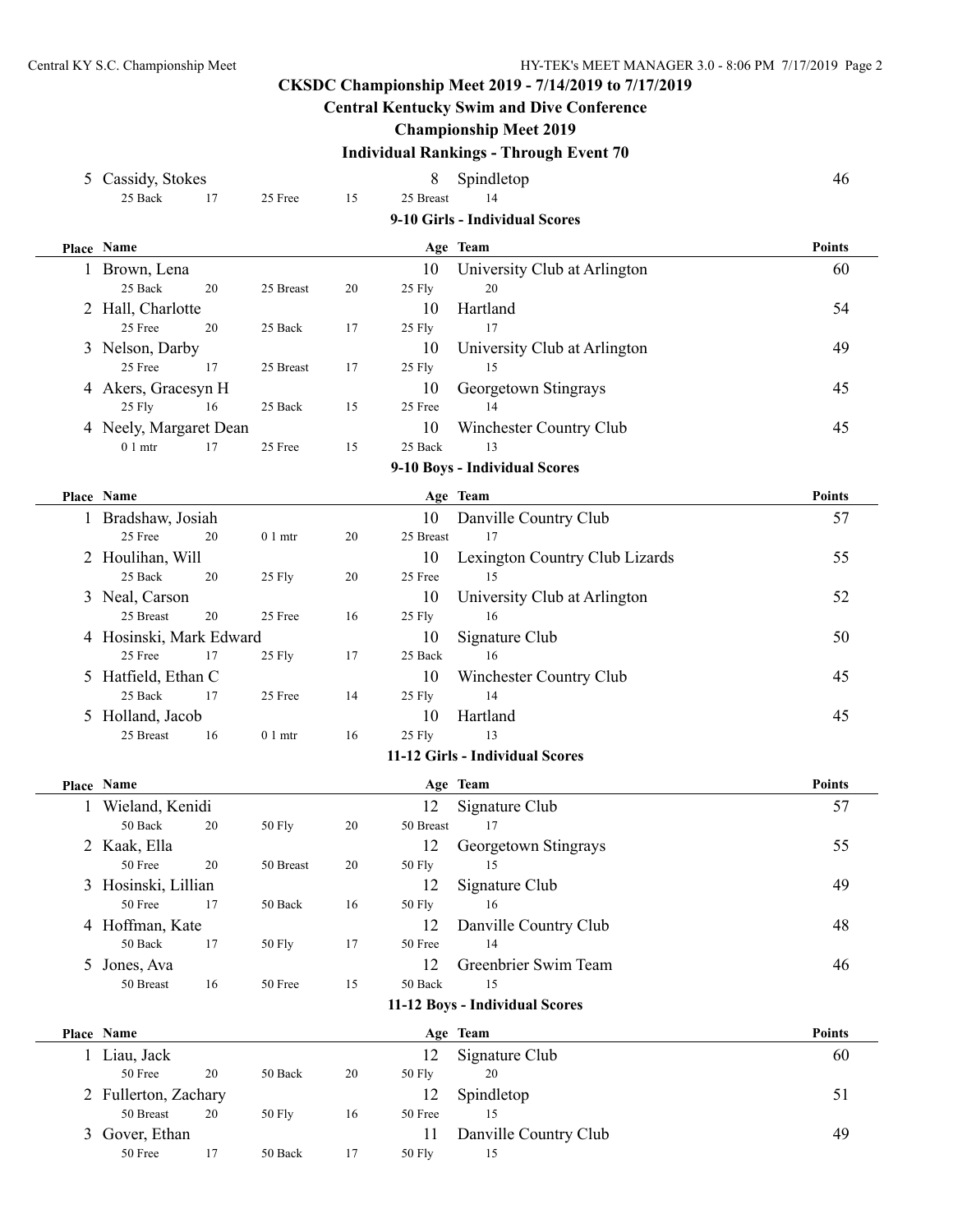# CKSDC Championship Meet 2019 - 7/14/2019 to 7/17/2019

## Central Kentucky Swim and Dive Conference

## Championship Meet 2019

## Individual Rankings - Through Event 70

| Place | Name | | | | Age | Team | Points |
|---|---|---|---|---|---|---|---|
| 5 | Cassidy, Stokes | | | | 8 | Spindletop | 46 |
| | 25 Back 17 | 25 Free 15 | 25 Breast 14 | | | | |

### 9-10 Girls - Individual Scores

| Place | Name | | | Age | Team | Points |
|---|---|---|---|---|---|---|
| 1 | Brown, Lena | | | 10 | University Club at Arlington | 60 |
| | 25 Back 20 | 25 Breast 20 | 25 Fly 20 | | | |
| 2 | Hall, Charlotte | | | 10 | Hartland | 54 |
| | 25 Free 20 | 25 Back 17 | 25 Fly 17 | | | |
| 3 | Nelson, Darby | | | 10 | University Club at Arlington | 49 |
| | 25 Free 17 | 25 Breast 17 | 25 Fly 15 | | | |
| 4 | Akers, Gracesyn H | | | 10 | Georgetown Stingrays | 45 |
| | 25 Fly 16 | 25 Back 15 | 25 Free 14 | | | |
| 4 | Neely, Margaret Dean | | | 10 | Winchester Country Club | 45 |
| | 0 1 mtr 17 | 25 Free 15 | 25 Back 13 | | | |

### 9-10 Boys - Individual Scores

| Place | Name | | | Age | Team | Points |
|---|---|---|---|---|---|---|
| 1 | Bradshaw, Josiah | | | 10 | Danville Country Club | 57 |
| | 25 Free 20 | 0 1 mtr 20 | 25 Breast 17 | | | |
| 2 | Houlihan, Will | | | 10 | Lexington Country Club Lizards | 55 |
| | 25 Back 20 | 25 Fly 20 | 25 Free 15 | | | |
| 3 | Neal, Carson | | | 10 | University Club at Arlington | 52 |
| | 25 Breast 20 | 25 Free 16 | 25 Fly 16 | | | |
| 4 | Hosinski, Mark Edward | | | 10 | Signature Club | 50 |
| | 25 Free 17 | 25 Fly 17 | 25 Back 16 | | | |
| 5 | Hatfield, Ethan C | | | 10 | Winchester Country Club | 45 |
| | 25 Back 17 | 25 Free 14 | 25 Fly 14 | | | |
| 5 | Holland, Jacob | | | 10 | Hartland | 45 |
| | 25 Breast 16 | 0 1 mtr 16 | 25 Fly 13 | | | |

### 11-12 Girls - Individual Scores

| Place | Name | | | Age | Team | Points |
|---|---|---|---|---|---|---|
| 1 | Wieland, Kenidi | | | 12 | Signature Club | 57 |
| | 50 Back 20 | 50 Fly 20 | 50 Breast 17 | | | |
| 2 | Kaak, Ella | | | 12 | Georgetown Stingrays | 55 |
| | 50 Free 20 | 50 Breast 20 | 50 Fly 15 | | | |
| 3 | Hosinski, Lillian | | | 12 | Signature Club | 49 |
| | 50 Free 17 | 50 Back 16 | 50 Fly 16 | | | |
| 4 | Hoffman, Kate | | | 12 | Danville Country Club | 48 |
| | 50 Back 17 | 50 Fly 17 | 50 Free 14 | | | |
| 5 | Jones, Ava | | | 12 | Greenbrier Swim Team | 46 |
| | 50 Breast 16 | 50 Free 15 | 50 Back 15 | | | |

### 11-12 Boys - Individual Scores

| Place | Name | | | Age | Team | Points |
|---|---|---|---|---|---|---|
| 1 | Liau, Jack | | | 12 | Signature Club | 60 |
| | 50 Free 20 | 50 Back 20 | 50 Fly 20 | | | |
| 2 | Fullerton, Zachary | | | 12 | Spindletop | 51 |
| | 50 Breast 20 | 50 Fly 16 | 50 Free 15 | | | |
| 3 | Gover, Ethan | | | 11 | Danville Country Club | 49 |
| | 50 Free 17 | 50 Back 17 | 50 Fly 15 | | | |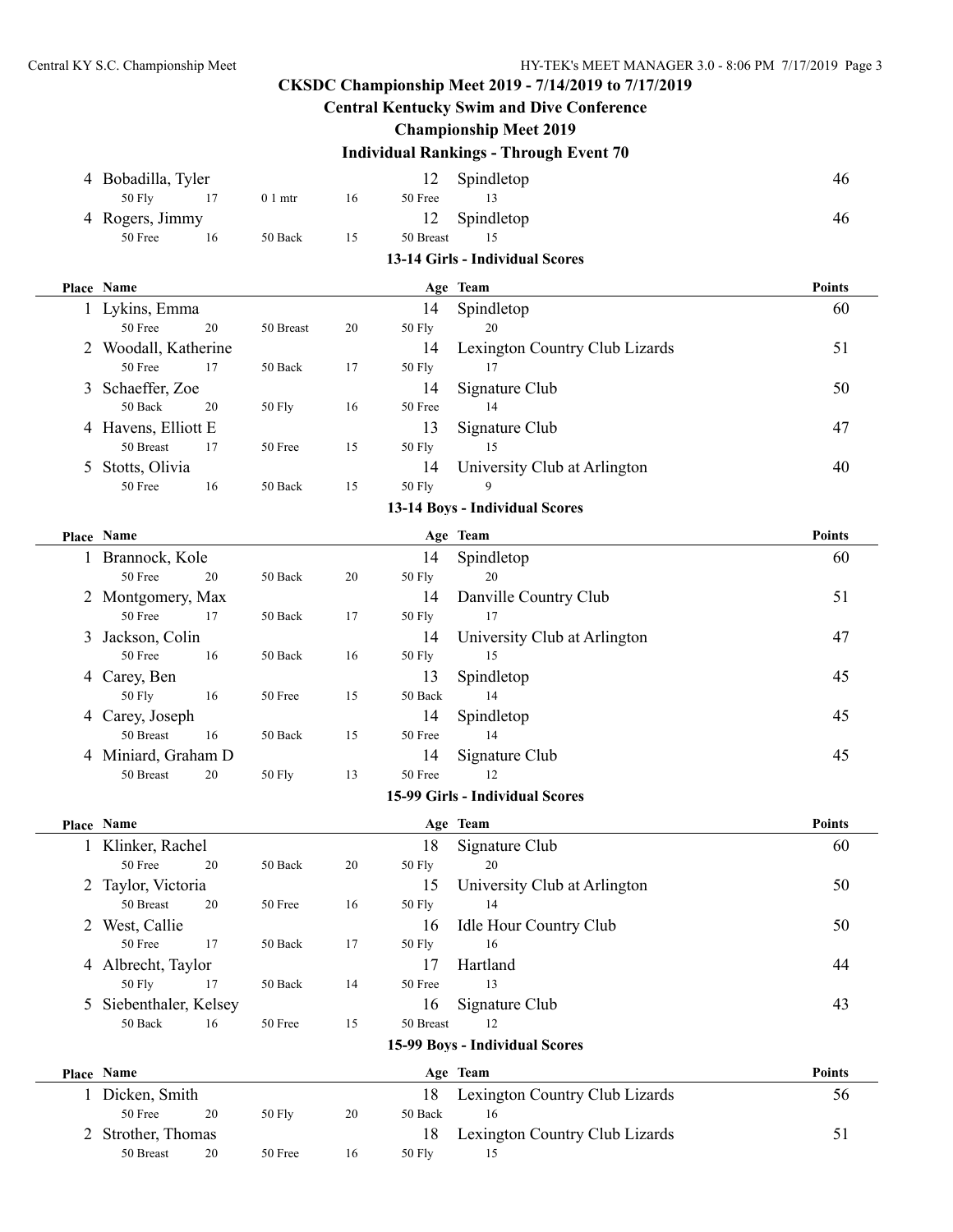## CKSDC Championship Meet 2019 - 7/14/2019 to 7/17/2019

### Central Kentucky Swim and Dive Conference

### Championship Meet 2019

### Individual Rankings - Through Event 70

| Place | Name | Age | Team | Points |
|---|---|---|---|---|
| 4 | Bobadilla, Tyler | 12 | Spindletop | 46 |
| | 50 Fly 17 · 0 1 mtr 16 · 50 Free 13 | | | |
| 4 | Rogers, Jimmy | 12 | Spindletop | 46 |
| | 50 Free 16 · 50 Back 15 · 50 Breast 15 | | | |

#### 13-14 Girls - Individual Scores

| Place | Name | Age | Team | Points |
|---|---|---|---|---|
| 1 | Lykins, Emma | 14 | Spindletop | 60 |
| | 50 Free 20 · 50 Breast 20 · 50 Fly 20 | | | |
| 2 | Woodall, Katherine | 14 | Lexington Country Club Lizards | 51 |
| | 50 Free 17 · 50 Back 17 · 50 Fly 17 | | | |
| 3 | Schaeffer, Zoe | 14 | Signature Club | 50 |
| | 50 Back 20 · 50 Fly 16 · 50 Free 14 | | | |
| 4 | Havens, Elliott E | 13 | Signature Club | 47 |
| | 50 Breast 17 · 50 Free 15 · 50 Fly 15 | | | |
| 5 | Stotts, Olivia | 14 | University Club at Arlington | 40 |
| | 50 Free 16 · 50 Back 15 · 50 Fly 9 | | | |

#### 13-14 Boys - Individual Scores

| Place | Name | Age | Team | Points |
|---|---|---|---|---|
| 1 | Brannock, Kole | 14 | Spindletop | 60 |
| | 50 Free 20 · 50 Back 20 · 50 Fly 20 | | | |
| 2 | Montgomery, Max | 14 | Danville Country Club | 51 |
| | 50 Free 17 · 50 Back 17 · 50 Fly 17 | | | |
| 3 | Jackson, Colin | 14 | University Club at Arlington | 47 |
| | 50 Free 16 · 50 Back 16 · 50 Fly 15 | | | |
| 4 | Carey, Ben | 13 | Spindletop | 45 |
| | 50 Fly 16 · 50 Free 15 · 50 Back 14 | | | |
| 4 | Carey, Joseph | 14 | Spindletop | 45 |
| | 50 Breast 16 · 50 Back 15 · 50 Free 14 | | | |
| 4 | Miniard, Graham D | 14 | Signature Club | 45 |
| | 50 Breast 20 · 50 Fly 13 · 50 Free 12 | | | |

#### 15-99 Girls - Individual Scores

| Place | Name | Age | Team | Points |
|---|---|---|---|---|
| 1 | Klinker, Rachel | 18 | Signature Club | 60 |
| | 50 Free 20 · 50 Back 20 · 50 Fly 20 | | | |
| 2 | Taylor, Victoria | 15 | University Club at Arlington | 50 |
| | 50 Breast 20 · 50 Free 16 · 50 Fly 14 | | | |
| 2 | West, Callie | 16 | Idle Hour Country Club | 50 |
| | 50 Free 17 · 50 Back 17 · 50 Fly 16 | | | |
| 4 | Albrecht, Taylor | 17 | Hartland | 44 |
| | 50 Fly 17 · 50 Back 14 · 50 Free 13 | | | |
| 5 | Siebenthaler, Kelsey | 16 | Signature Club | 43 |
| | 50 Back 16 · 50 Free 15 · 50 Breast 12 | | | |

#### 15-99 Boys - Individual Scores

| Place | Name | Age | Team | Points |
|---|---|---|---|---|
| 1 | Dicken, Smith | 18 | Lexington Country Club Lizards | 56 |
| | 50 Free 20 · 50 Fly 20 · 50 Back 16 | | | |
| 2 | Strother, Thomas | 18 | Lexington Country Club Lizards | 51 |
| | 50 Breast 20 · 50 Free 16 · 50 Fly 15 | | | |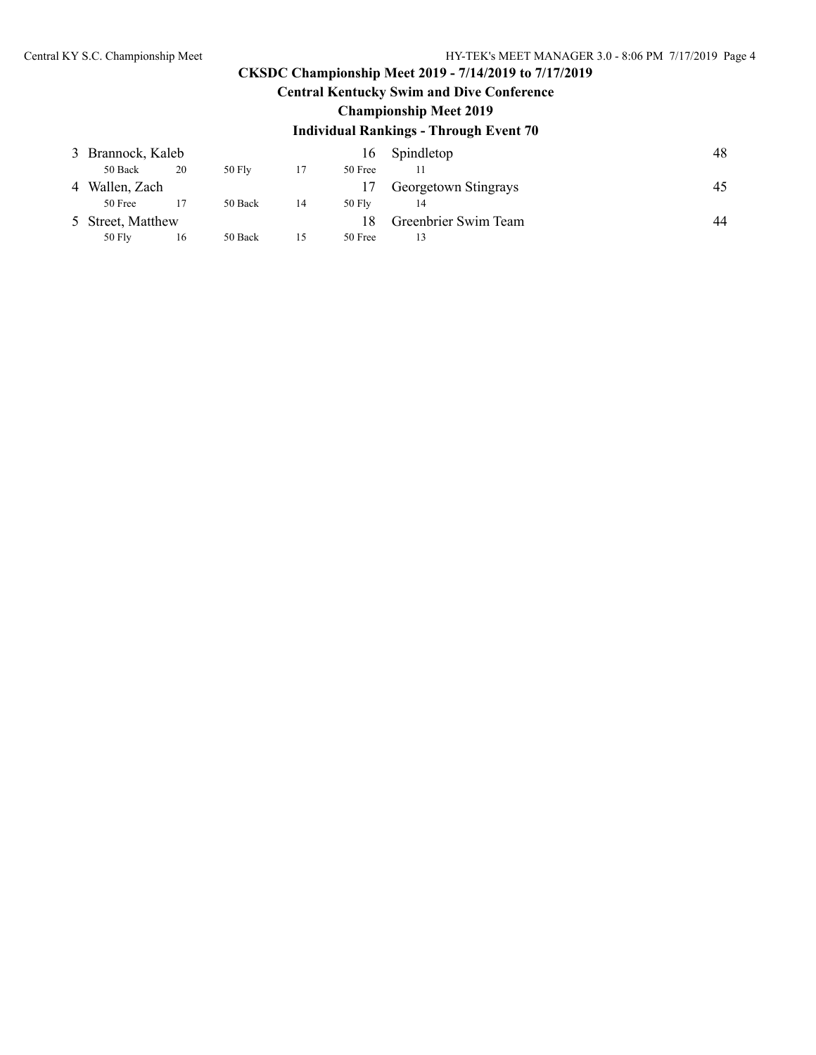# CKSDC Championship Meet 2019 - 7/14/2019 to 7/17/2019

## Central Kentucky Swim and Dive Conference

## Championship Meet 2019

### Individual Rankings - Through Event 70

| | | | | | | | |
|---|---|---|---|---|---|---|---|
| 3 | Brannock, Kaleb | | | 16 | Spindletop | | 48 |
| | 50 Back | 20 | 50 Fly | 17 | 50 Free | 11 | |
| 4 | Wallen, Zach | | | 17 | Georgetown Stingrays | | 45 |
| | 50 Free | 17 | 50 Back | 14 | 50 Fly | 14 | |
| 5 | Street, Matthew | | | 18 | Greenbrier Swim Team | | 44 |
| | 50 Fly | 16 | 50 Back | 15 | 50 Free | 13 | |